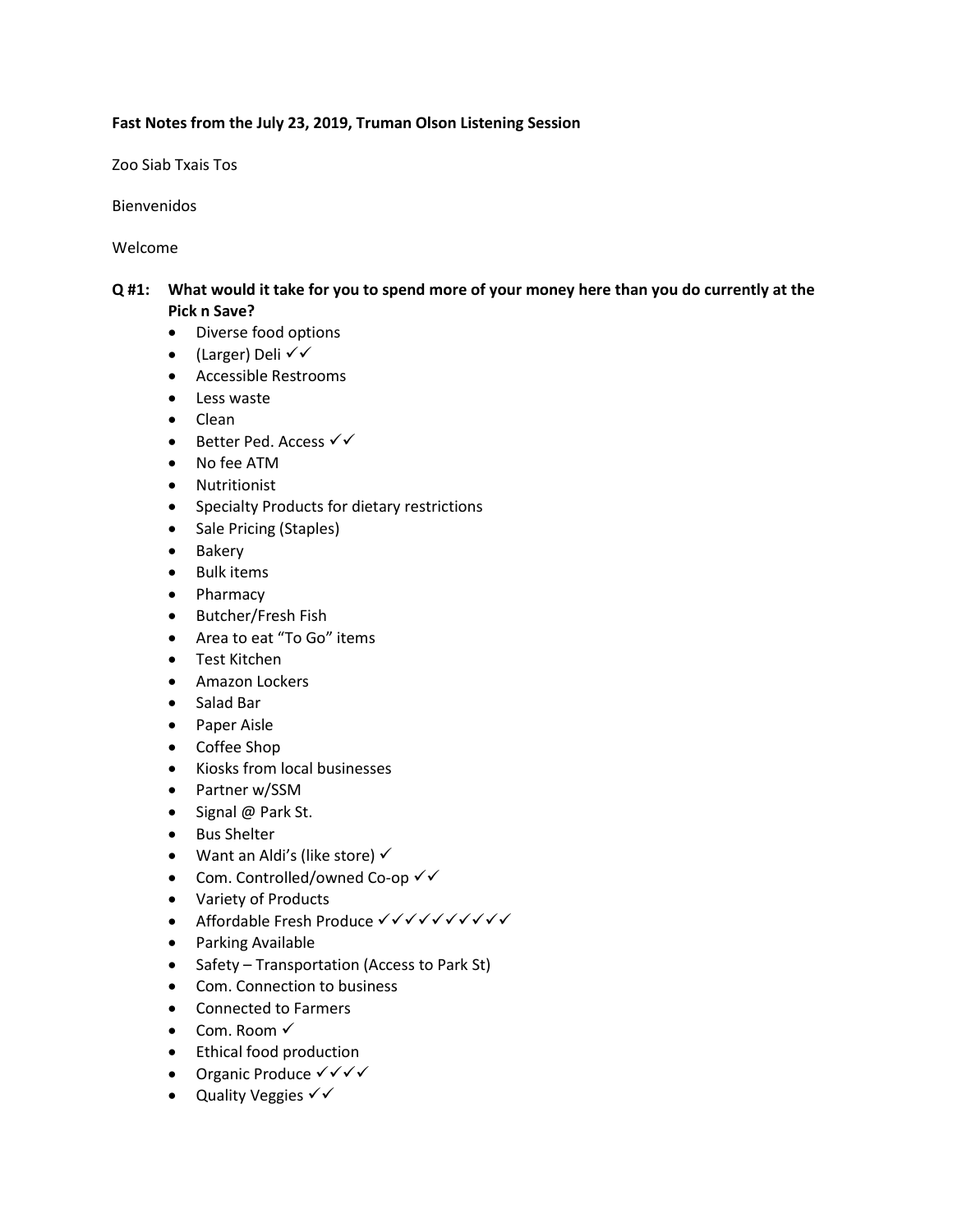**Fast Notes from the July 23, 2019, Truman Olson Listening Session**

Zoo Siab Txais Tos

Bienvenidos

Welcome

**Q #1: What would it take for you to spend more of your money here than you do currently at the Pick n Save?**

- Diverse food options
- (Larger) Deli ✓✓
- Accessible Restrooms
- Less waste
- Clean
- Better Ped. Access ✓✓
- No fee ATM
- Nutritionist
- Specialty Products for dietary restrictions
- Sale Pricing (Staples)
- Bakery
- Bulk items
- Pharmacy
- Butcher/Fresh Fish
- Area to eat "To Go" items
- Test Kitchen
- Amazon Lockers
- Salad Bar
- Paper Aisle
- Coffee Shop
- Kiosks from local businesses
- Partner w/SSM
- Signal @ Park St.
- Bus Shelter
- Want an Aldi's (like store) ✓
- Com. Controlled/owned Co-op ✓✓
- Variety of Products
- Affordable Fresh Produce ✓✓✓✓✓✓✓✓✓✓
- Parking Available
- Safety – Transportation (Access to Park St)
- Com. Connection to business
- Connected to Farmers
- Com. Room ✓
- Ethical food production
- Organic Produce ✓✓✓✓
- Quality Veggies ✓✓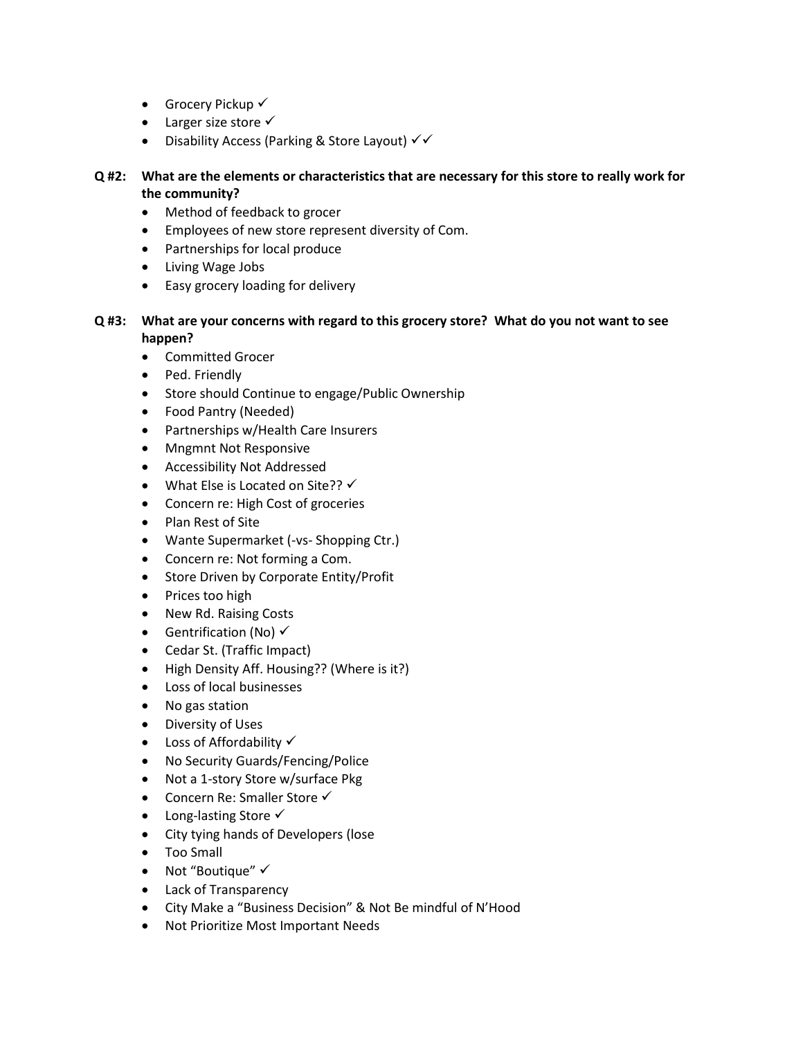- Grocery Pickup ✓
- Larger size store ✓
- Disability Access (Parking & Store Layout) ✓✓

**Q #2: What are the elements or characteristics that are necessary for this store to really work for the community?**

- Method of feedback to grocer
- Employees of new store represent diversity of Com.
- Partnerships for local produce
- Living Wage Jobs
- Easy grocery loading for delivery

**Q #3: What are your concerns with regard to this grocery store? What do you not want to see happen?**

- Committed Grocer
- Ped. Friendly
- Store should Continue to engage/Public Ownership
- Food Pantry (Needed)
- Partnerships w/Health Care Insurers
- Mngmnt Not Responsive
- Accessibility Not Addressed
- What Else is Located on Site?? ✓
- Concern re: High Cost of groceries
- Plan Rest of Site
- Wante Supermarket (-vs- Shopping Ctr.)
- Concern re: Not forming a Com.
- Store Driven by Corporate Entity/Profit
- Prices too high
- New Rd. Raising Costs
- Gentrification (No) ✓
- Cedar St. (Traffic Impact)
- High Density Aff. Housing?? (Where is it?)
- Loss of local businesses
- No gas station
- Diversity of Uses
- Loss of Affordability ✓
- No Security Guards/Fencing/Police
- Not a 1-story Store w/surface Pkg
- Concern Re: Smaller Store ✓
- Long-lasting Store ✓
- City tying hands of Developers (lose
- Too Small
- Not "Boutique" ✓
- Lack of Transparency
- City Make a "Business Decision" & Not Be mindful of N'Hood
- Not Prioritize Most Important Needs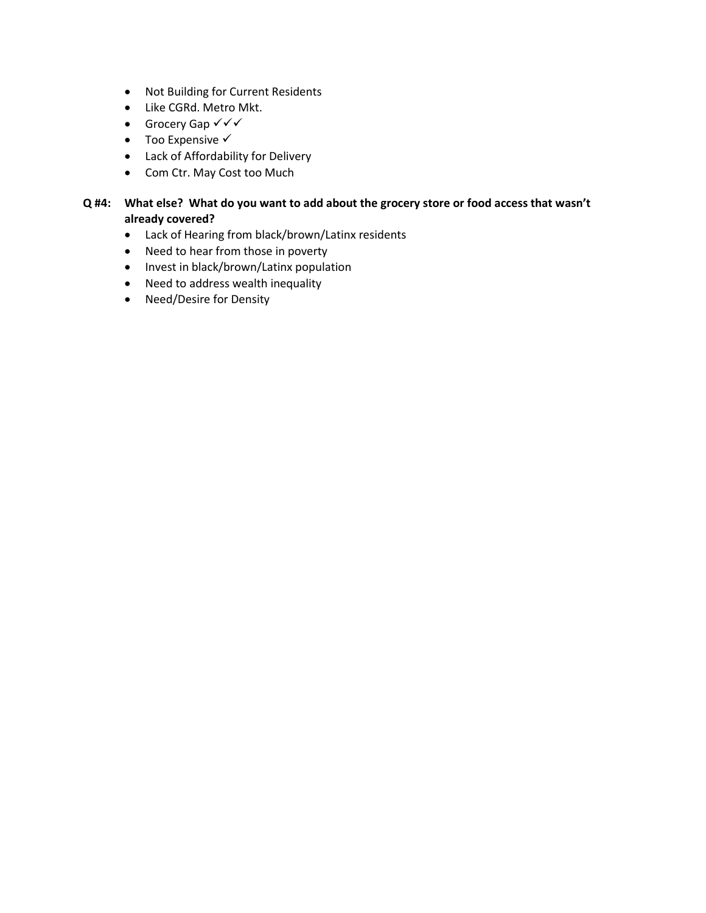- Not Building for Current Residents
- Like CGRd. Metro Mkt.
- Grocery Gap ✓✓✓
- Too Expensive ✓
- Lack of Affordability for Delivery
- Com Ctr. May Cost too Much

**Q #4: What else? What do you want to add about the grocery store or food access that wasn't already covered?**

- Lack of Hearing from black/brown/Latinx residents
- Need to hear from those in poverty
- Invest in black/brown/Latinx population
- Need to address wealth inequality
- Need/Desire for Density